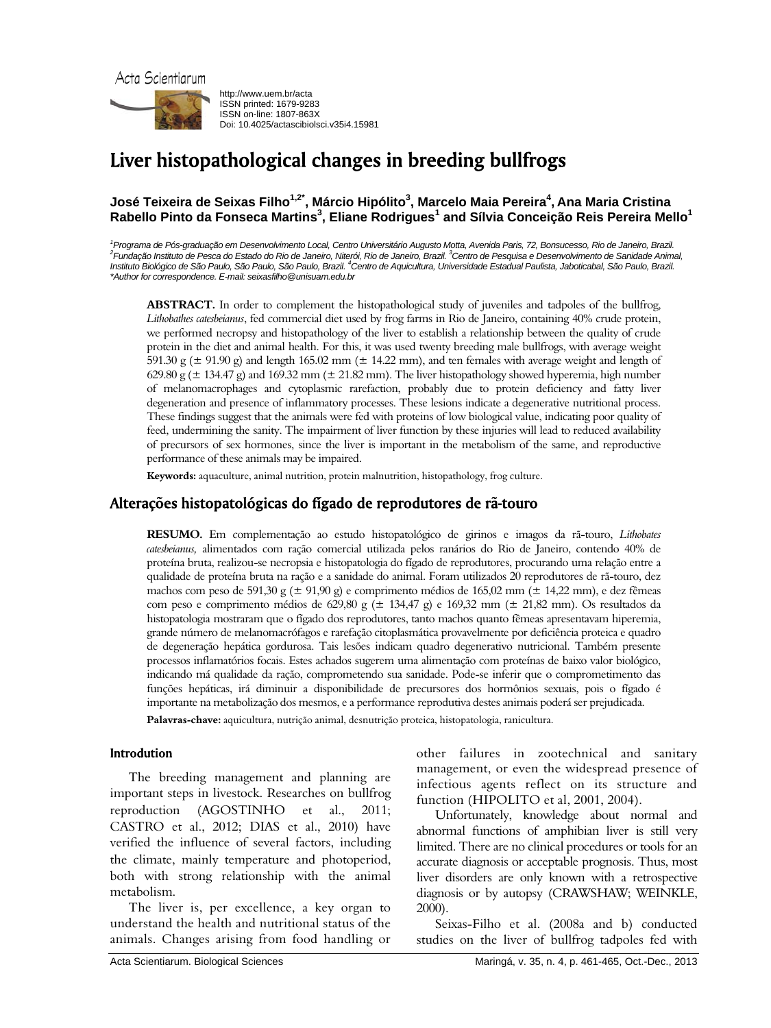Acta Scientiarum

http://www.uem.br/acta
ISSN printed: 1679-9283
ISSN on-line: 1807-863X
Doi: 10.4025/actascibiolsci.v35i4.15981

# Liver histopathological changes in breeding bullfrogs

**José Teixeira de Seixas Filho[1,2*], Márcio Hipólito[3], Marcelo Maia Pereira[4], Ana Maria Cristina Rabello Pinto da Fonseca Martins[3], Eliane Rodrigues[1] and Sílvia Conceição Reis Pereira Mello[1]**

*[1]Programa de Pós-graduação em Desenvolvimento Local, Centro Universitário Augusto Motta, Avenida Paris, 72, Bonsucesso, Rio de Janeiro, Brazil. [2]Fundação Instituto de Pesca do Estado do Rio de Janeiro, Niterói, Rio de Janeiro, Brazil. [3]Centro de Pesquisa e Desenvolvimento de Sanidade Animal, Instituto Biológico de São Paulo, São Paulo, São Paulo, Brazil. [4]Centro de Aquicultura, Universidade Estadual Paulista, Jaboticabal, São Paulo, Brazil. \*Author for correspondence. E-mail: seixasfilho@unisuam.edu.br*

**ABSTRACT.** In order to complement the histopathological study of juveniles and tadpoles of the bullfrog, *Lithobathes catesbeianus*, fed commercial diet used by frog farms in Rio de Janeiro, containing 40% crude protein, we performed necropsy and histopathology of the liver to establish a relationship between the quality of crude protein in the diet and animal health. For this, it was used twenty breeding male bullfrogs, with average weight 591.30 g (± 91.90 g) and length 165.02 mm (± 14.22 mm), and ten females with average weight and length of 629.80 g (± 134.47 g) and 169.32 mm (± 21.82 mm). The liver histopathology showed hyperemia, high number of melanomacrophages and cytoplasmic rarefaction, probably due to protein deficiency and fatty liver degeneration and presence of inflammatory processes. These lesions indicate a degenerative nutritional process. These findings suggest that the animals were fed with proteins of low biological value, indicating poor quality of feed, undermining the sanity. The impairment of liver function by these injuries will lead to reduced availability of precursors of sex hormones, since the liver is important in the metabolism of the same, and reproductive performance of these animals may be impaired.

**Keywords:** aquaculture, animal nutrition, protein malnutrition, histopathology, frog culture.

## Alterações histopatológicas do fígado de reprodutores de rã-touro

**RESUMO.** Em complementação ao estudo histopatológico de girinos e imagos da rã-touro, *Lithobates catesbeianus,* alimentados com ração comercial utilizada pelos ranários do Rio de Janeiro, contendo 40% de proteína bruta, realizou-se necropsia e histopatologia do fígado de reprodutores, procurando uma relação entre a qualidade de proteína bruta na ração e a sanidade do animal. Foram utilizados 20 reprodutores de rã-touro, dez machos com peso de 591,30 g (± 91,90 g) e comprimento médios de 165,02 mm (± 14,22 mm), e dez fêmeas com peso e comprimento médios de 629,80 g (± 134,47 g) e 169,32 mm (± 21,82 mm). Os resultados da histopatologia mostraram que o fígado dos reprodutores, tanto machos quanto fêmeas apresentavam hiperemia, grande número de melanomacrófagos e rarefação citoplasmática provavelmente por deficiência proteica e quadro de degeneração hepática gordurosa. Tais lesões indicam quadro degenerativo nutricional. Também presente processos inflamatórios focais. Estes achados sugerem uma alimentação com proteínas de baixo valor biológico, indicando má qualidade da ração, comprometendo sua sanidade. Pode-se inferir que o comprometimento das funções hepáticas, irá diminuir a disponibilidade de precursores dos hormônios sexuais, pois o fígado é importante na metabolização dos mesmos, e a performance reprodutiva destes animais poderá ser prejudicada.

**Palavras-chave:** aquicultura, nutrição animal, desnutrição proteica, histopatologia, ranicultura.

### Introdution

The breeding management and planning are important steps in livestock. Researches on bullfrog reproduction (AGOSTINHO et al., 2011; CASTRO et al., 2012; DIAS et al., 2010) have verified the influence of several factors, including the climate, mainly temperature and photoperiod, both with strong relationship with the animal metabolism.

The liver is, per excellence, a key organ to understand the health and nutritional status of the animals. Changes arising from food handling or other failures in zootechnical and sanitary management, or even the widespread presence of infectious agents reflect on its structure and function (HIPOLITO et al, 2001, 2004).

Unfortunately, knowledge about normal and abnormal functions of amphibian liver is still very limited. There are no clinical procedures or tools for an accurate diagnosis or acceptable prognosis. Thus, most liver disorders are only known with a retrospective diagnosis or by autopsy (CRAWSHAW; WEINKLE, 2000).

Seixas-Filho et al. (2008a and b) conducted studies on the liver of bullfrog tadpoles fed with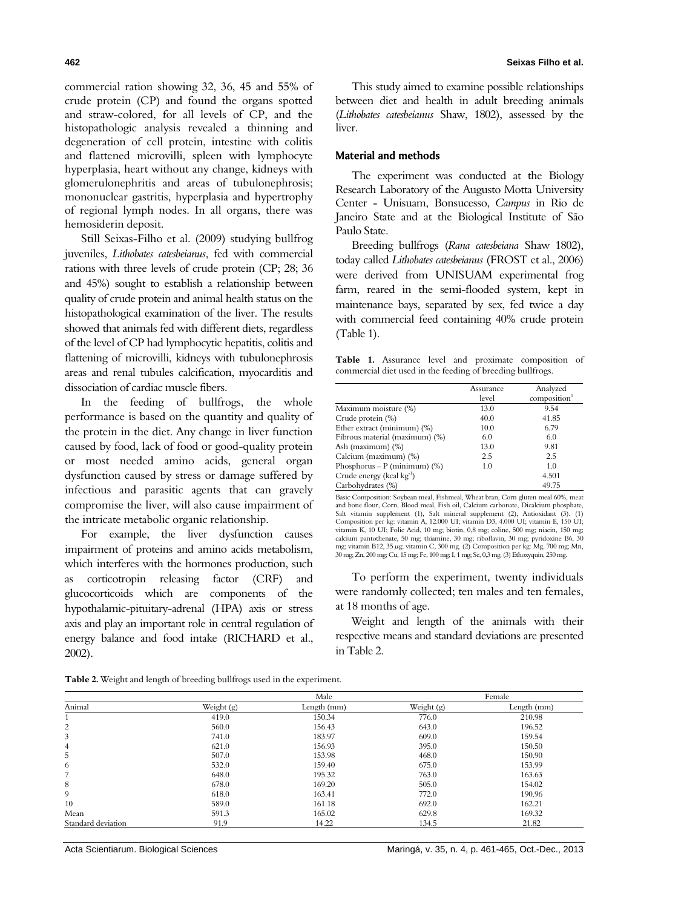commercial ration showing 32, 36, 45 and 55% of crude protein (CP) and found the organs spotted and straw-colored, for all levels of CP, and the histopathologic analysis revealed a thinning and degeneration of cell protein, intestine with colitis and flattened microvilli, spleen with lymphocyte hyperplasia, heart without any change, kidneys with glomerulonephritis and areas of tubulonephrosis; mononuclear gastritis, hyperplasia and hypertrophy of regional lymph nodes. In all organs, there was hemosiderin deposit.

Still Seixas-Filho et al. (2009) studying bullfrog juveniles, *Lithobates catesbeianus*, fed with commercial rations with three levels of crude protein (CP; 28; 36 and 45%) sought to establish a relationship between quality of crude protein and animal health status on the histopathological examination of the liver. The results showed that animals fed with different diets, regardless of the level of CP had lymphocytic hepatitis, colitis and flattening of microvilli, kidneys with tubulonephrosis areas and renal tubules calcification, myocarditis and dissociation of cardiac muscle fibers.

In the feeding of bullfrogs, the whole performance is based on the quantity and quality of the protein in the diet. Any change in liver function caused by food, lack of food or good-quality protein or most needed amino acids, general organ dysfunction caused by stress or damage suffered by infectious and parasitic agents that can gravely compromise the liver, will also cause impairment of the intricate metabolic organic relationship.

For example, the liver dysfunction causes impairment of proteins and amino acids metabolism, which interferes with the hormones production, such as corticotropin releasing factor (CRF) and glucocorticoids which are components of the hypothalamic-pituitary-adrenal (HPA) axis or stress axis and play an important role in central regulation of energy balance and food intake (RICHARD et al., 2002).

This study aimed to examine possible relationships between diet and health in adult breeding animals (*Lithobates catesbeianus* Shaw, 1802), assessed by the liver.

## Material and methods

The experiment was conducted at the Biology Research Laboratory of the Augusto Motta University Center - Unisuam, Bonsucesso, *Campus* in Rio de Janeiro State and at the Biological Institute of São Paulo State.

Breeding bullfrogs (*Rana catesbeiana* Shaw 1802), today called *Lithobates catesbeianus* (FROST et al., 2006) were derived from UNISUAM experimental frog farm, reared in the semi-flooded system, kept in maintenance bays, separated by sex, fed twice a day with commercial feed containing 40% crude protein (Table 1).

**Table 1.** Assurance level and proximate composition of commercial diet used in the feeding of breeding bullfrogs.

| | Assurance level | Analyzed composition[1] |
|---|---|---|
| Maximum moisture (%) | 13.0 | 9.54 |
| Crude protein (%) | 40.0 | 41.85 |
| Ether extract (minimum) (%) | 10.0 | 6.79 |
| Fibrous material (maximum) (%) | 6.0 | 6.0 |
| Ash (maximum) (%) | 13.0 | 9.81 |
| Calcium (maximum) (%) | 2.5 | 2.5 |
| Phosphorus – P (minimum) (%) | 1.0 | 1.0 |
| Crude energy (kcal $kg^{-1}$) | | 4.501 |
| Carbohydrates (%) | | 49.75 |

Basic Composition: Soybean meal, Fishmeal, Wheat bran, Corn gluten meal 60%, meat and bone flour, Corn, Blood meal, Fish oil, Calcium carbonate, Dicalcium phosphate, Salt vitamin supplement (1), Salt mineral supplement (2), Antioxidant (3). (1) Composition per kg: vitamin A, 12.000 UI; vitamin D3, 4.000 UI; vitamin E, 150 UI; vitamin K, 10 UI; Folic Acid, 10 mg; biotin, 0,8 mg; coline, 500 mg; niacin, 150 mg; calcium pantothenate, 50 mg; thiamine, 30 mg; riboflavin, 30 mg; pyridoxine B6, 30 mg; vitamin B12, 35 μg; vitamin C, 300 mg. (2) Composition per kg: Mg, 700 mg; Mn, 30 mg; Zn, 200 mg; Cu, 15 mg; Fe, 100 mg; I, 1 mg; Se, 0,3 mg. (3) Ethoxyquin, 250 mg.

To perform the experiment, twenty individuals were randomly collected; ten males and ten females, at 18 months of age.

Weight and length of the animals with their respective means and standard deviations are presented in Table 2.

**Table 2.** Weight and length of breeding bullfrogs used in the experiment.

| | Male | | Female | |
|---|---|---|---|---|
| Animal | Weight (g) | Length (mm) | Weight (g) | Length (mm) |
| 1 | 419.0 | 150.34 | 776.0 | 210.98 |
| 2 | 560.0 | 156.43 | 643.0 | 196.52 |
| 3 | 741.0 | 183.97 | 609.0 | 159.54 |
| 4 | 621.0 | 156.93 | 395.0 | 150.50 |
| 5 | 507.0 | 153.98 | 468.0 | 150.90 |
| 6 | 532.0 | 159.40 | 675.0 | 153.99 |
| 7 | 648.0 | 195.32 | 763.0 | 163.63 |
| 8 | 678.0 | 169.20 | 505.0 | 154.02 |
| 9 | 618.0 | 163.41 | 772.0 | 190.96 |
| 10 | 589.0 | 161.18 | 692.0 | 162.21 |
| Mean | 591.3 | 165.02 | 629.8 | 169.32 |
| Standard deviation | 91.9 | 14.22 | 134.5 | 21.82 |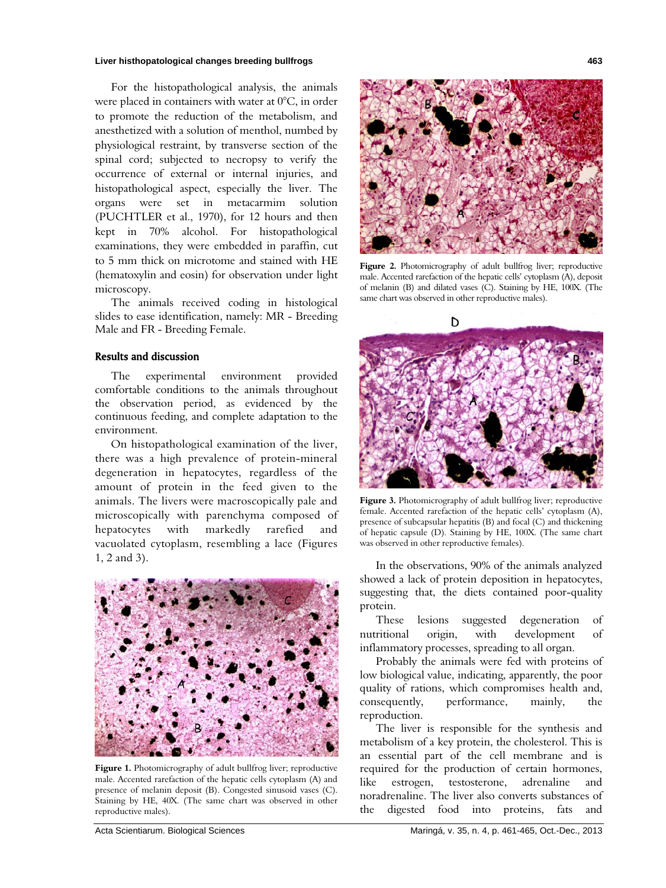For the histopathological analysis, the animals were placed in containers with water at 0°C, in order to promote the reduction of the metabolism, and anesthetized with a solution of menthol, numbed by physiological restraint, by transverse section of the spinal cord; subjected to necropsy to verify the occurrence of external or internal injuries, and histopathological aspect, especially the liver. The organs were set in metacarmim solution (PUCHTLER et al., 1970), for 12 hours and then kept in 70% alcohol. For histopathological examinations, they were embedded in paraffin, cut to 5 mm thick on microtome and stained with HE (hematoxylin and eosin) for observation under light microscopy.

The animals received coding in histological slides to ease identification, namely: MR - Breeding Male and FR - Breeding Female.

## Results and discussion

The experimental environment provided comfortable conditions to the animals throughout the observation period, as evidenced by the continuous feeding, and complete adaptation to the environment.

On histopathological examination of the liver, there was a high prevalence of protein-mineral degeneration in hepatocytes, regardless of the amount of protein in the feed given to the animals. The livers were macroscopically pale and microscopically with parenchyma composed of hepatocytes with markedly rarefied and vacuolated cytoplasm, resembling a lace (Figures 1, 2 and 3).

**Figure 1.** Photomicrography of adult bullfrog liver; reproductive male. Accented rarefaction of the hepatic cells cytoplasm (A) and presence of melanin deposit (B). Congested sinusoid vases (C). Staining by HE, 40X. (The same chart was observed in other reproductive males).

**Figure 2.** Photomicrography of adult bullfrog liver; reproductive male. Accented rarefaction of the hepatic cells' cytoplasm (A), deposit of melanin (B) and dilated vases (C). Staining by HE, 100X. (The same chart was observed in other reproductive males).

**Figure 3.** Photomicrography of adult bullfrog liver; reproductive female. Accented rarefaction of the hepatic cells' cytoplasm (A), presence of subcapsular hepatitis (B) and focal (C) and thickening of hepatic capsule (D). Staining by HE, 100X. (The same chart was observed in other reproductive females).

In the observations, 90% of the animals analyzed showed a lack of protein deposition in hepatocytes, suggesting that, the diets contained poor-quality protein.

These lesions suggested degeneration of nutritional origin, with development of inflammatory processes, spreading to all organ.

Probably the animals were fed with proteins of low biological value, indicating, apparently, the poor quality of rations, which compromises health and, consequently, performance, mainly, the reproduction.

The liver is responsible for the synthesis and metabolism of a key protein, the cholesterol. This is an essential part of the cell membrane and is required for the production of certain hormones, like estrogen, testosterone, adrenaline and noradrenaline. The liver also converts substances of the digested food into proteins, fats and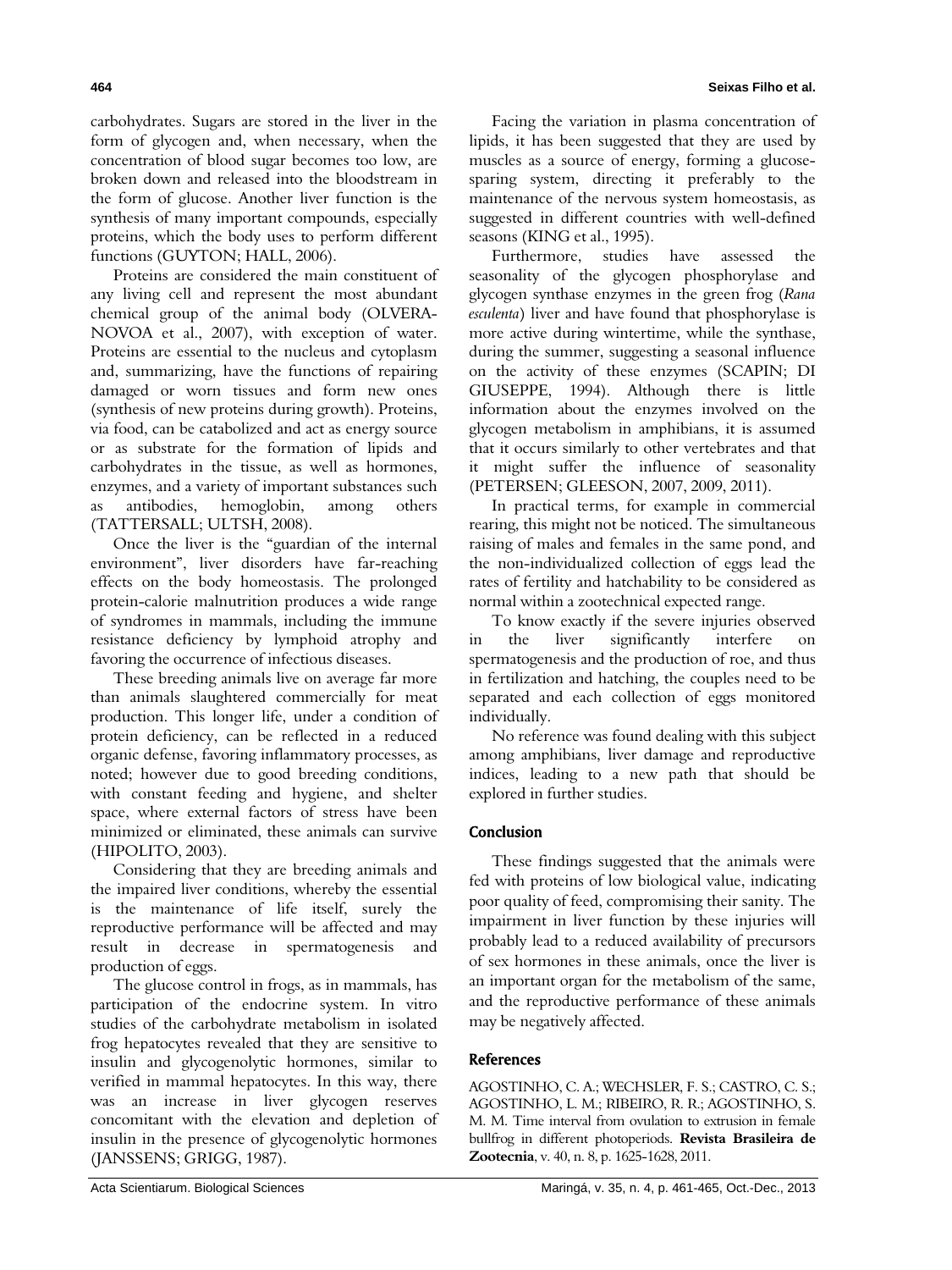carbohydrates. Sugars are stored in the liver in the form of glycogen and, when necessary, when the concentration of blood sugar becomes too low, are broken down and released into the bloodstream in the form of glucose. Another liver function is the synthesis of many important compounds, especially proteins, which the body uses to perform different functions (GUYTON; HALL, 2006).

Proteins are considered the main constituent of any living cell and represent the most abundant chemical group of the animal body (OLVERA-NOVOA et al., 2007), with exception of water. Proteins are essential to the nucleus and cytoplasm and, summarizing, have the functions of repairing damaged or worn tissues and form new ones (synthesis of new proteins during growth). Proteins, via food, can be catabolized and act as energy source or as substrate for the formation of lipids and carbohydrates in the tissue, as well as hormones, enzymes, and a variety of important substances such as antibodies, hemoglobin, among others (TATTERSALL; ULTSH, 2008).

Once the liver is the "guardian of the internal environment", liver disorders have far-reaching effects on the body homeostasis. The prolonged protein-calorie malnutrition produces a wide range of syndromes in mammals, including the immune resistance deficiency by lymphoid atrophy and favoring the occurrence of infectious diseases.

These breeding animals live on average far more than animals slaughtered commercially for meat production. This longer life, under a condition of protein deficiency, can be reflected in a reduced organic defense, favoring inflammatory processes, as noted; however due to good breeding conditions, with constant feeding and hygiene, and shelter space, where external factors of stress have been minimized or eliminated, these animals can survive (HIPOLITO, 2003).

Considering that they are breeding animals and the impaired liver conditions, whereby the essential is the maintenance of life itself, surely the reproductive performance will be affected and may result in decrease in spermatogenesis and production of eggs.

The glucose control in frogs, as in mammals, has participation of the endocrine system. In vitro studies of the carbohydrate metabolism in isolated frog hepatocytes revealed that they are sensitive to insulin and glycogenolytic hormones, similar to verified in mammal hepatocytes. In this way, there was an increase in liver glycogen reserves concomitant with the elevation and depletion of insulin in the presence of glycogenolytic hormones (JANSSENS; GRIGG, 1987).

Facing the variation in plasma concentration of lipids, it has been suggested that they are used by muscles as a source of energy, forming a glucose-sparing system, directing it preferably to the maintenance of the nervous system homeostasis, as suggested in different countries with well-defined seasons (KING et al., 1995).

Furthermore, studies have assessed the seasonality of the glycogen phosphorylase and glycogen synthase enzymes in the green frog (*Rana esculenta*) liver and have found that phosphorylase is more active during wintertime, while the synthase, during the summer, suggesting a seasonal influence on the activity of these enzymes (SCAPIN; DI GIUSEPPE, 1994). Although there is little information about the enzymes involved on the glycogen metabolism in amphibians, it is assumed that it occurs similarly to other vertebrates and that it might suffer the influence of seasonality (PETERSEN; GLEESON, 2007, 2009, 2011).

In practical terms, for example in commercial rearing, this might not be noticed. The simultaneous raising of males and females in the same pond, and the non-individualized collection of eggs lead the rates of fertility and hatchability to be considered as normal within a zootechnical expected range.

To know exactly if the severe injuries observed in the liver significantly interfere on spermatogenesis and the production of roe, and thus in fertilization and hatching, the couples need to be separated and each collection of eggs monitored individually.

No reference was found dealing with this subject among amphibians, liver damage and reproductive indices, leading to a new path that should be explored in further studies.

## Conclusion

These findings suggested that the animals were fed with proteins of low biological value, indicating poor quality of feed, compromising their sanity. The impairment in liver function by these injuries will probably lead to a reduced availability of precursors of sex hormones in these animals, once the liver is an important organ for the metabolism of the same, and the reproductive performance of these animals may be negatively affected.

## References

AGOSTINHO, C. A.; WECHSLER, F. S.; CASTRO, C. S.; AGOSTINHO, L. M.; RIBEIRO, R. R.; AGOSTINHO, S. M. M. Time interval from ovulation to extrusion in female bullfrog in different photoperiods. **Revista Brasileira de Zootecnia**, v. 40, n. 8, p. 1625-1628, 2011.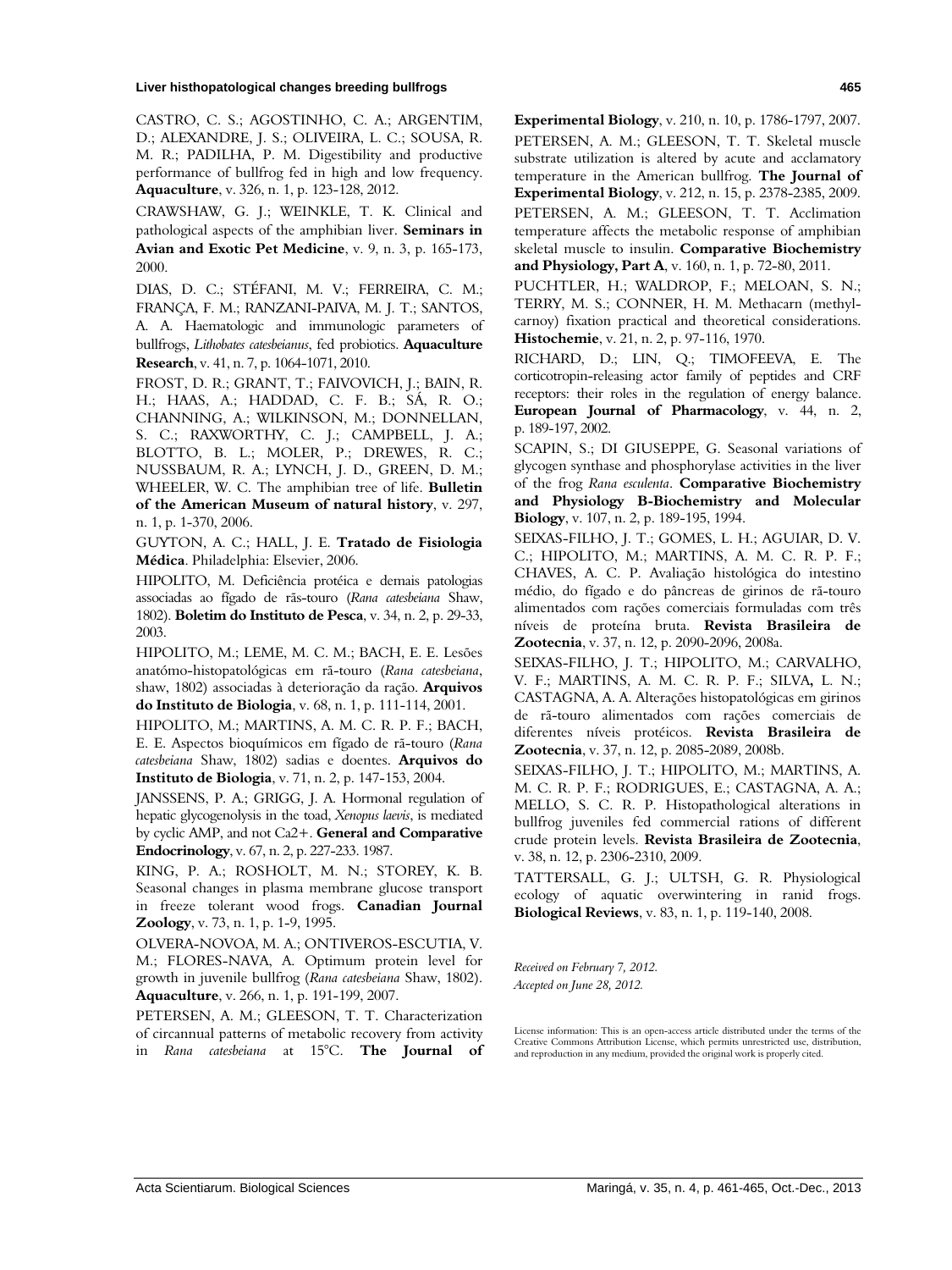CASTRO, C. S.; AGOSTINHO, C. A.; ARGENTIM, D.; ALEXANDRE, J. S.; OLIVEIRA, L. C.; SOUSA, R. M. R.; PADILHA, P. M. Digestibility and productive performance of bullfrog fed in high and low frequency. **Aquaculture**, v. 326, n. 1, p. 123-128, 2012.

CRAWSHAW, G. J.; WEINKLE, T. K. Clinical and pathological aspects of the amphibian liver. **Seminars in Avian and Exotic Pet Medicine**, v. 9, n. 3, p. 165-173, 2000.

DIAS, D. C.; STÉFANI, M. V.; FERREIRA, C. M.; FRANÇA, F. M.; RANZANI-PAIVA, M. J. T.; SANTOS, A. A. Haematologic and immunologic parameters of bullfrogs, *Lithobates catesbeianus*, fed probiotics. **Aquaculture Research**, v. 41, n. 7, p. 1064-1071, 2010.

FROST, D. R.; GRANT, T.; FAIVOVICH, J.; BAIN, R. H.; HAAS, A.; HADDAD, C. F. B.; SÁ, R. O.; CHANNING, A.; WILKINSON, M.; DONNELLAN, S. C.; RAXWORTHY, C. J.; CAMPBELL, J. A.; BLOTTO, B. L.; MOLER, P.; DREWES, R. C.; NUSSBAUM, R. A.; LYNCH, J. D., GREEN, D. M.; WHEELER, W. C. The amphibian tree of life. **Bulletin of the American Museum of natural history**, v. 297, n. 1, p. 1-370, 2006.

GUYTON, A. C.; HALL, J. E. **Tratado de Fisiologia Médica**. Philadelphia: Elsevier, 2006.

HIPOLITO, M. Deficiência protéica e demais patologias associadas ao fígado de rãs-touro (*Rana catesbeiana* Shaw, 1802). **Boletim do Instituto de Pesca**, v. 34, n. 2, p. 29-33, 2003.

HIPOLITO, M.; LEME, M. C. M.; BACH, E. E. Lesões anatómo-histopatológicas em rã-touro (*Rana catesbeiana*, shaw, 1802) associadas à deterioração da ração. **Arquivos do Instituto de Biologia**, v. 68, n. 1, p. 111-114, 2001.

HIPOLITO, M.; MARTINS, A. M. C. R. P. F.; BACH, E. E. Aspectos bioquímicos em fígado de rã-touro (*Rana catesbeiana* Shaw, 1802) sadias e doentes. **Arquivos do Instituto de Biologia**, v. 71, n. 2, p. 147-153, 2004.

JANSSENS, P. A.; GRIGG, J. A. Hormonal regulation of hepatic glycogenolysis in the toad, *Xenopus laevis*, is mediated by cyclic AMP, and not Ca2+. **General and Comparative Endocrinology**, v. 67, n. 2, p. 227-233. 1987.

KING, P. A.; ROSHOLT, M. N.; STOREY, K. B. Seasonal changes in plasma membrane glucose transport in freeze tolerant wood frogs. **Canadian Journal Zoology**, v. 73, n. 1, p. 1-9, 1995.

OLVERA-NOVOA, M. A.; ONTIVEROS-ESCUTIA, V. M.; FLORES-NAVA, A. Optimum protein level for growth in juvenile bullfrog (*Rana catesbeiana* Shaw, 1802). **Aquaculture**, v. 266, n. 1, p. 191-199, 2007.

PETERSEN, A. M.; GLEESON, T. T. Characterization of circannual patterns of metabolic recovery from activity in *Rana catesbeiana* at 15°C. **The Journal of Experimental Biology**, v. 210, n. 10, p. 1786-1797, 2007.

PETERSEN, A. M.; GLEESON, T. T. Skeletal muscle substrate utilization is altered by acute and acclamatory temperature in the American bullfrog. **The Journal of Experimental Biology**, v. 212, n. 15, p. 2378-2385, 2009.

PETERSEN, A. M.; GLEESON, T. T. Acclimation temperature affects the metabolic response of amphibian skeletal muscle to insulin. **Comparative Biochemistry and Physiology, Part A**, v. 160, n. 1, p. 72-80, 2011.

PUCHTLER, H.; WALDROP, F.; MELOAN, S. N.; TERRY, M. S.; CONNER, H. M. Methacarn (methyl-carnoy) fixation practical and theoretical considerations. **Histochemie**, v. 21, n. 2, p. 97-116, 1970.

RICHARD, D.; LIN, Q.; TIMOFEEVA, E. The corticotropin-releasing actor family of peptides and CRF receptors: their roles in the regulation of energy balance. **European Journal of Pharmacology**, v. 44, n. 2, p. 189-197, 2002.

SCAPIN, S.; DI GIUSEPPE, G. Seasonal variations of glycogen synthase and phosphorylase activities in the liver of the frog *Rana esculenta*. **Comparative Biochemistry and Physiology B-Biochemistry and Molecular Biology**, v. 107, n. 2, p. 189-195, 1994.

SEIXAS-FILHO, J. T.; GOMES, L. H.; AGUIAR, D. V. C.; HIPOLITO, M.; MARTINS, A. M. C. R. P. F.; CHAVES, A. C. P. Avaliação histológica do intestino médio, do fígado e do pâncreas de girinos de rã-touro alimentados com rações comerciais formuladas com três níveis de proteína bruta. **Revista Brasileira de Zootecnia**, v. 37, n. 12, p. 2090-2096, 2008a.

SEIXAS-FILHO, J. T.; HIPOLITO, M.; CARVALHO, V. F.; MARTINS, A. M. C. R. P. F.; SILVA**,** L. N.; CASTAGNA, A. A. Alterações histopatológicas em girinos de rã-touro alimentados com rações comerciais de diferentes níveis protéicos. **Revista Brasileira de Zootecnia**, v. 37, n. 12, p. 2085-2089, 2008b.

SEIXAS-FILHO, J. T.; HIPOLITO, M.; MARTINS, A. M. C. R. P. F.; RODRIGUES, E.; CASTAGNA, A. A.; MELLO, S. C. R. P. Histopathological alterations in bullfrog juveniles fed commercial rations of different crude protein levels. **Revista Brasileira de Zootecnia**, v. 38, n. 12, p. 2306-2310, 2009.

TATTERSALL, G. J.; ULTSH, G. R. Physiological ecology of aquatic overwintering in ranid frogs. **Biological Reviews**, v. 83, n. 1, p. 119-140, 2008.

*Received on February 7, 2012.*
*Accepted on June 28, 2012.*

License information: This is an open-access article distributed under the terms of the Creative Commons Attribution License, which permits unrestricted use, distribution, and reproduction in any medium, provided the original work is properly cited.